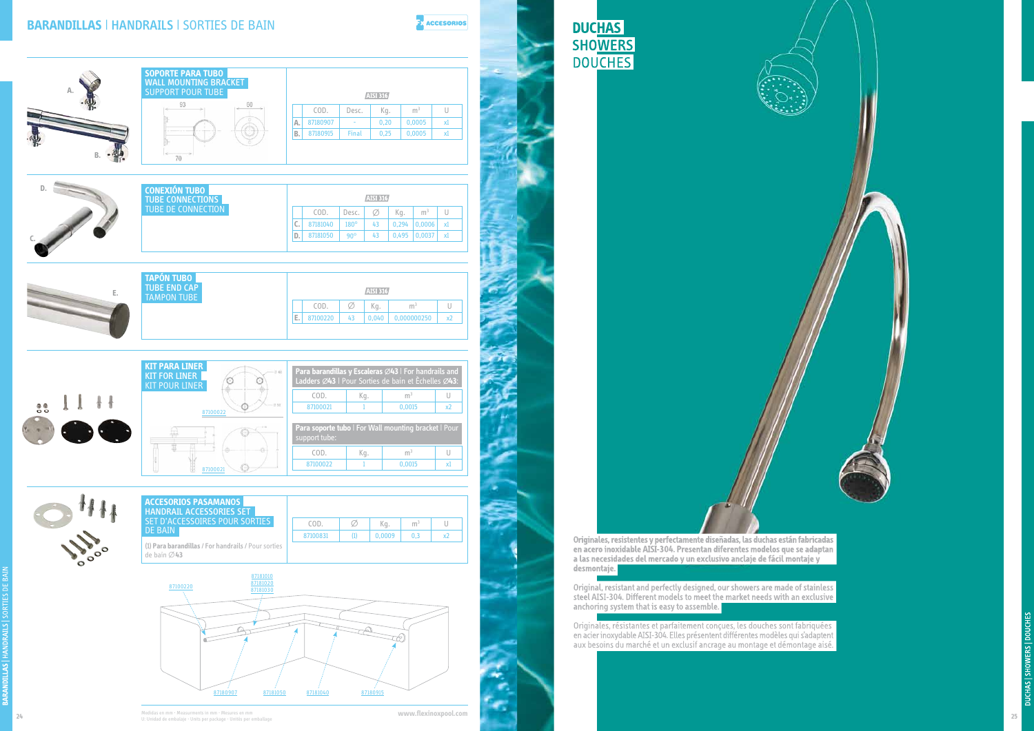# BARANDILLAS | HANDRAILS | SORTIES DE BAIN

## SOPORTE PARA TUBO
## WALL MOUNTING BRACKET
## SUPPORT POUR TUBE

AISI 316

| | COD. | Desc. | Kg. | m³ | U |
|---|---|---|---|---|---|
| A. | 87180907 | - | 0,20 | 0,0005 | x1 |
| B. | 87180915 | Final | 0,25 | 0,0005 | x1 |

## CONEXIÓN TUBO
## TUBE CONNECTIONS
## TUBE DE CONNECTION

AISI 316

| | COD. | Desc. | ∅ | Kg. | m³ | U |
|---|---|---|---|---|---|---|
| C. | 87181040 | 180° | 43 | 0,294 | 0,0006 | x1 |
| D. | 87181050 | 90° | 43 | 0,495 | 0,0037 | x1 |

## TAPÓN TUBO
## TUBE END CAP
## TAMPON TUBE

AISI 316

| | COD. | ∅ | Kg. | m³ | U |
|---|---|---|---|---|---|
| E. | 87100220 | 43 | 0,040 | 0,000000250 | x2 |

## KIT PARA LINER
## KIT FOR LINER
## KIT POUR LINER

**Para barandillas y Escaleras ∅43** | For handrails and Ladders **∅43** | Pour Sorties de bain et Échelles **∅43**:

| COD. | Kg. | m³ | U |
|---|---|---|---|
| 87100021 | 1 | 0,0015 | x2 |

**Para soporte tubo** | For Wall mounting bracket | Pour support tube:

| COD. | Kg. | m³ | U |
|---|---|---|---|
| 87100022 | 1 | 0,0015 | x1 |

## ACCESORIOS PASAMANOS
## HANDRAIL ACCESSORIES SET
## SET D'ACCESSOIRES POUR SORTIES DE BAIN

| COD. | ∅ | Kg. | m³ | U |
|---|---|---|---|---|
| 87100831 | (1) | 0,0009 | 0,3 | x2 |

**(1) Para barandillas / For handrails /** Pour sorties de bain ∅**43**

87100220
87181010
87181020
87181030
87180907
87181050
87181040
87180915

Medidas en mm · Measurements in mm · Mesures en mm
U: Unidad de embalaje · Units per package · Unités par emballage

www.flexinoxpool.com

# DUCHAS
# SHOWERS
# DOUCHES

**Originales, resistentes y perfectamente diseñadas, las duchas están fabricadas en acero inoxidable AISI-304. Presentan diferentes modelos que se adaptan a las necesidades del mercado y un exclusivo anclaje de fácil montaje y desmontaje.**

Original, resistant and perfectly designed, our showers are made of stainless steel AISI-304. Different models to meet the market needs with an exclusive anchoring system that is easy to assemble.

Originales, résistantes et parfaitement conçues, les douches sont fabriquées en acier inoxydable AISI-304. Elles présentent différentes modèles qui s'adaptent aux besoins du marché et un exclusif ancrage au montage et démontage aisé.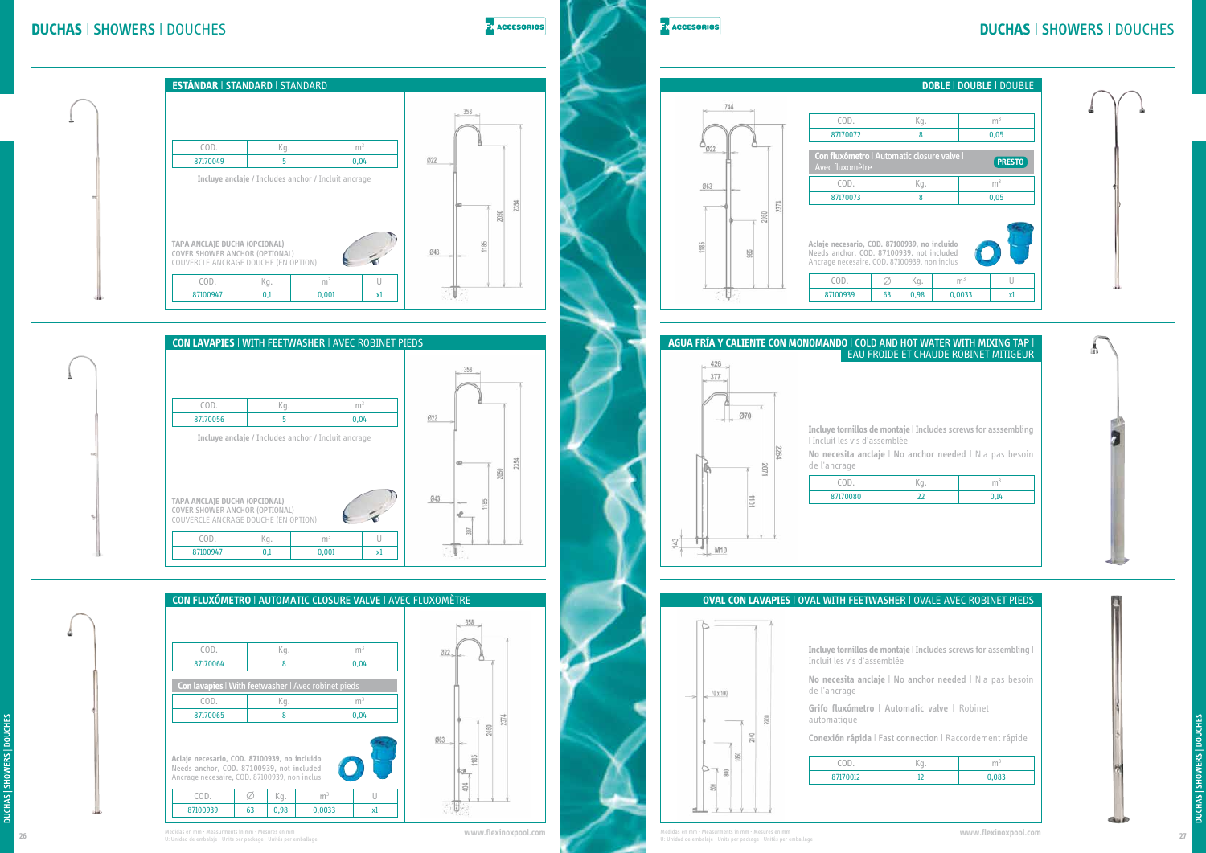## DUCHAS | SHOWERS | DOUCHES

### ESTÁNDAR | STANDARD | STANDARD

| COD. | Kg. | m³ |
|---|---|---|
| 87170049 | 5 | 0,04 |

**Incluye anclaje** / Includes anchor / Incluit ancrage

TAPA ANCLAJE DUCHA (OPCIONAL)
COVER SHOWER ANCHOR (OPTIONAL)
COUVERCLE ANCRAGE DOUCHE (EN OPTION)

| COD. | Kg. | m³ | U |
|---|---|---|---|
| 87100947 | 0,1 | 0,001 | x1 |

358
Ø22
Ø43
2050
2354
1185

### CON LAVAPIES | WITH FEETWASHER | AVEC ROBINET PIEDS

| COD. | Kg. | m³ |
|---|---|---|
| 87170056 | 5 | 0,04 |

**Incluye anclaje** / Includes anchor / Incluit ancrage

TAPA ANCLAJE DUCHA (OPCIONAL)
COVER SHOWER ANCHOR (OPTIONAL)
COUVERCLE ANCRAGE DOUCHE (EN OPTION)

| COD. | Kg. | m³ | U |
|---|---|---|---|
| 87100947 | 0,1 | 0,001 | x1 |

358
Ø22
Ø43
2050
2354
1185
302

### CON FLUXÓMETRO | AUTOMATIC CLOSURE VALVE | AVEC FLUXOMÈTRE

| COD. | Kg. | m³ |
|---|---|---|
| 87170064 | 8 | 0,04 |

**Con lavapies** | With feetwasher | Avec robinet pieds

| COD. | Kg. | m³ |
|---|---|---|
| 87170065 | 8 | 0,04 |

**Aclaje necesario, COD. 87100939, no incluido**
Needs anchor, COD. 87100939, not included
Ancrage necesaire, COD. 87100939, non inclus

| COD. | Ø | Kg. | m³ | U |
|---|---|---|---|---|
| 87100939 | 63 | 0,98 | 0,0033 | x1 |

358
Ø22
Ø63
2050
2374
1185
404

### DOBLE | DOUBLE | DOUBLE

| COD. | Kg. | m³ |
|---|---|---|
| 87170072 | 8 | 0,05 |

**Con fluxómetro** | Automatic closure valve | Avec fluxomètre — PRESTO

| COD. | Kg. | m³ |
|---|---|---|
| 87170073 | 8 | 0,05 |

**Aclaje necesario, COD. 87100939, no incluido**
Needs anchor, COD. 87100939, not included
Ancrage necesaire, COD. 87100939, non inclus

| COD. | Ø | Kg. | m³ | U |
|---|---|---|---|---|
| 87100939 | 63 | 0,98 | 0,0033 | x1 |

744
Ø22
Ø63
2050
2374
1185
985

### AGUA FRÍA Y CALIENTE CON MONOMANDO | COLD AND HOT WATER WITH MIXING TAP | EAU FROIDE ET CHAUDE ROBINET MITIGEUR

**Incluye tornillos de montaje** | Includes screws for asssembling | Incluit les vis d'assemblée

**No necesita anclaje** | No anchor needed | N'a pas besoin de l'ancrage

| COD. | Kg. | m³ |
|---|---|---|
| 87170080 | 22 | 0,14 |

426
377
Ø70
2264
2071
1140
143
M10

### OVAL CON LAVAPIES | OVAL WITH FEETWASHER | OVALE AVEC ROBINET PIEDS

**Incluye tornillos de montaje** | Includes screws for assembling | Incluit les vis d'assemblée

**No necesita anclaje** | No anchor needed | N'a pas besoin de l'ancrage

**Grifo fluxómetro** | Automatic valve | Robinet automatique

**Conexión rápida** | Fast connection | Raccordement rápide

| COD. | Kg. | m³ |
|---|---|---|
| 87170012 | 12 | 0,083 |

70 x 100
2200
2140
1950
800
500

Medidas en mm · Measurements in mm · Mesures en mm
U: Unidad de embalaje · Units per package · Unités par emballage

www.flexinoxpool.com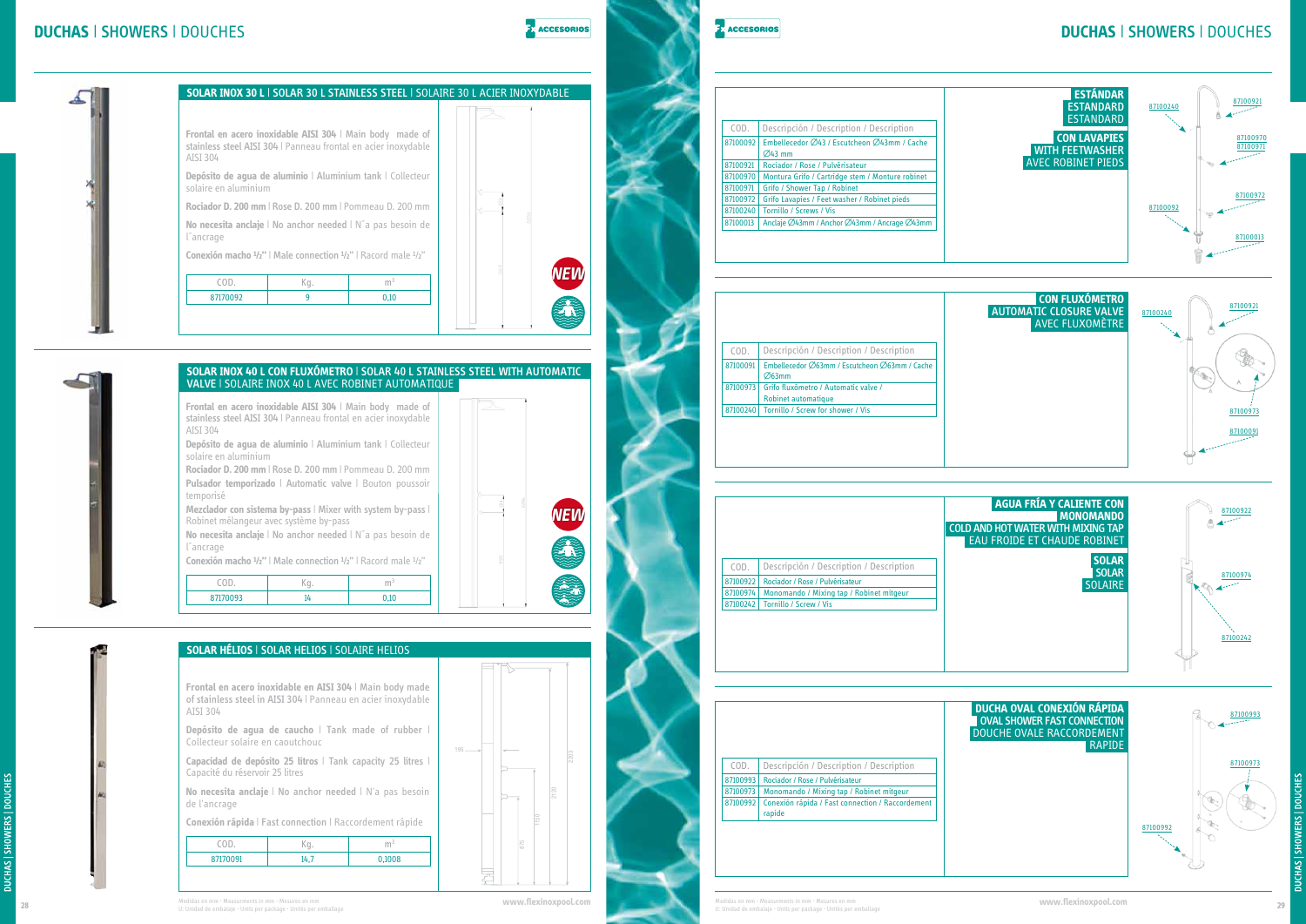# DUCHAS | SHOWERS | DOUCHES

## SOLAR INOX 30 L | SOLAR 30 L STAINLESS STEEL | SOLAIRE 30 L ACIER INOXYDABLE

**Frontal en acero inoxidable AISI 304** | Main body made of stainless steel AISI 304 | Panneau frontal en acier inoxydable AISI 304

**Depósito de agua de aluminio** | Aluminium tank | Collecteur solaire en aluminium

**Rociador D. 200 mm** | Rose D. 200 mm | Pommeau D. 200 mm

**No necesita anclaje** | No anchor needed | N´a pas besoin de l´ancrage

**Conexión macho ½"** | Male connection ½" | Racord male ½"

| COD. | Kg. | m³ |
|---|---|---|
| 87170092 | 9 | 0,10 |

NEW

## SOLAR INOX 40 L CON FLUXÓMETRO | SOLAR 40 L STAINLESS STEEL WITH AUTOMATIC VALVE | SOLAIRE INOX 40 L AVEC ROBINET AUTOMATIQUE

**Frontal en acero inoxidable AISI 304** | Main body made of stainless steel AISI 304 | Panneau frontal en acier inoxydable AISI 304

**Depósito de agua de aluminio** | Aluminium tank | Collecteur solaire en aluminium

**Rociador D. 200 mm** | Rose D. 200 mm | Pommeau D. 200 mm

**Pulsador temporizado** | Automatic valve | Bouton poussoir temporisé

**Mezclador con sistema by-pass** | Mixer with system by-pass | Robinet mélangeur avec système by-pass

**No necesita anclaje** | No anchor needed | N´a pas besoin de l´ancrage

**Conexión macho ½"** | Male connection ½" | Racord male ½"

| COD. | Kg. | m³ |
|---|---|---|
| 87170093 | 14 | 0,10 |

NEW

## SOLAR HÉLIOS | SOLAR HELIOS | SOLAIRE HELIOS

**Frontal en acero inoxidable en AISI 304** | Main body made of stainless steel in AISI 304 | Panneau en acier inoxydable AISI 304

**Depósito de agua de caucho** | Tank made of rubber | Collecteur solaire en caoutchouc

**Capacidad de depósito 25 litros** | Tank capacity 25 litres | Capacité du réservoir 25 litres

**No necesita anclaje** | No anchor needed | N'a pas besoin de l'ancrage

**Conexión rápida** | Fast connection | Raccordement rápide

| COD. | Kg. | m³ |
|---|---|---|
| 87170091 | 14,7 | 0,1008 |

195 2303 2120 1150 875

Medidas en mm · Measurements in mm · Mesures en mm
U: Unidad de embalaje · Units per package · Unités per emballage

www.flexinoxpool.com

## ESTÁNDAR | ESTANDARD | ESTANDARD — CON LAVAPIES | WITH FEETWASHER | AVEC ROBINET PIEDS

| COD. | Descripción / Description / Description |
|---|---|
| 87100092 | Embellecedor Ø43 / Escutcheon Ø43mm / Cache Ø43 mm |
| 87100921 | Rociador / Rose / Pulvérisateur |
| 87100970 | Montura Grifo / Cartridge stem / Monture robinet |
| 87100971 | Grifo / Shower Tap / Robinet |
| 87100972 | Grifo Lavapies / Feet washer / Robinet pieds |
| 87100240 | Tornillo / Screws / Vis |
| 87100013 | Anclaje Ø43mm / Anchor Ø43mm / Ancrage Ø43mm |

87100240 87100921 87100970 87100971 87100972 87100092 87100013

## CON FLUXÓMETRO | AUTOMATIC CLOSURE VALVE | AVEC FLUXOMÈTRE

| COD. | Descripción / Description / Description |
|---|---|
| 87100091 | Embellecedor Ø63mm / Escutcheon Ø63mm / Cache Ø63mm |
| 87100973 | Grifo fluxómetro / Automatic valve / Robinet automatique |
| 87100240 | Tornillo / Screw for shower / Vis |

87100240 87100921 87100973 87100091

## AGUA FRÍA Y CALIENTE CON MONOMANDO | COLD AND HOT WATER WITH MIXING TAP | EAU FROIDE ET CHAUDE ROBINET — SOLAR | SOLAR | SOLAIRE

| COD. | Descripción / Description / Description |
|---|---|
| 87100922 | Rociador / Rose / Pulvérisateur |
| 87100974 | Monomando / Mixing tap / Robinet mitgeur |
| 87100242 | Tornillo / Screw / Vis |

87100922 87100974 87100242

## DUCHA OVAL CONEXIÓN RÁPIDA | OVAL SHOWER FAST CONNECTION | DOUCHE OVALE RACCORDEMENT RAPIDE

| COD. | Descripción / Description / Description |
|---|---|
| 87100993 | Rociador / Rose / Pulvérisateur |
| 87100973 | Monomando / Mixing tap / Robinet mitgeur |
| 87100992 | Conexión rápida / Fast connection / Raccordement rapide |

87100993 87100973 87100992

Medidas en mm · Measurements in mm · Mesures en mm
U: Unidad de embalaje · Units per package · Unités per emballage

www.flexinoxpool.com